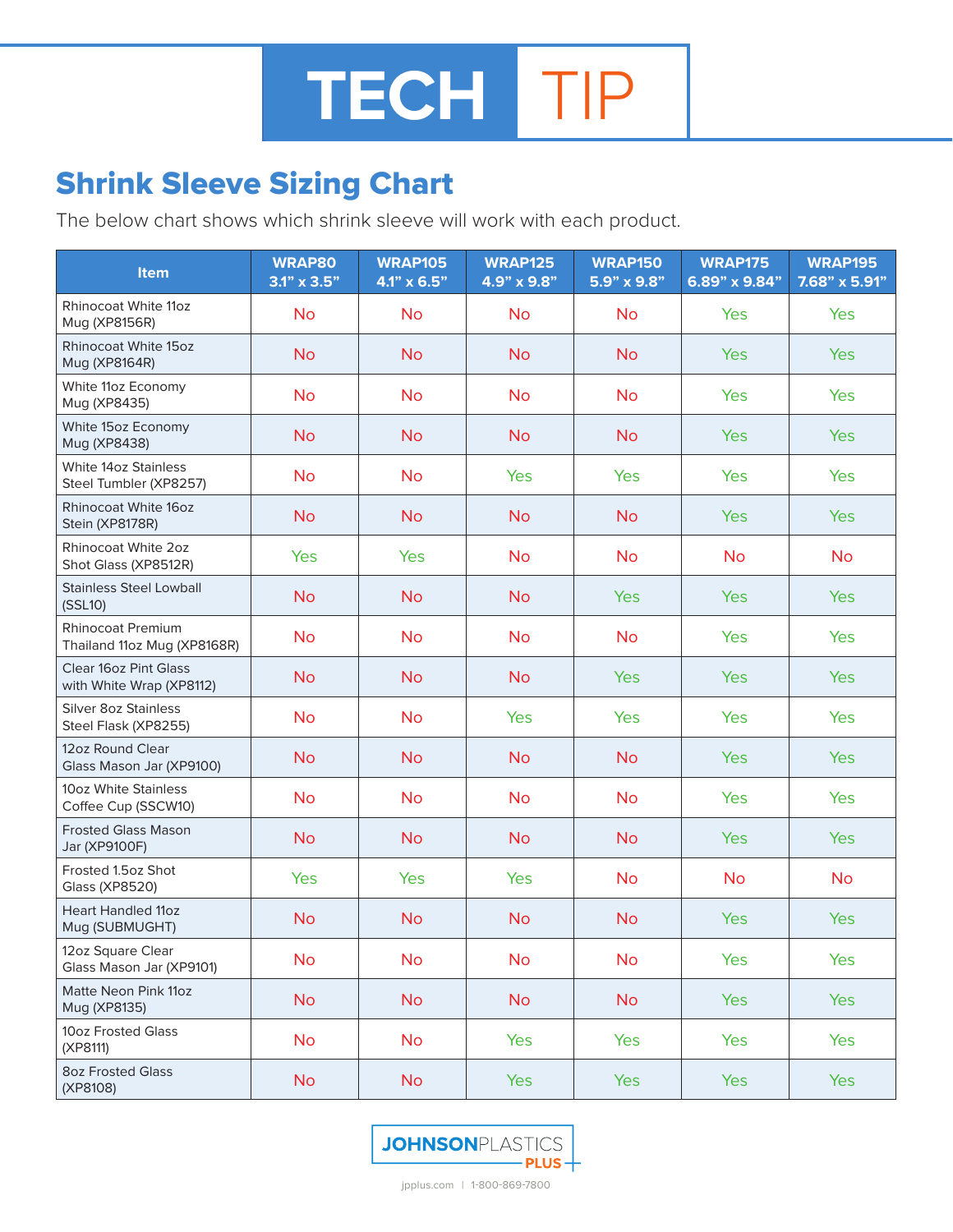# TECH TIP

## Shrink Sleeve Sizing Chart

The below chart shows which shrink sleeve will work with each product.

| Item | WRAP80 3.1" x 3.5" | WRAP105 4.1" x 6.5" | WRAP125 4.9" x 9.8" | WRAP150 5.9" x 9.8" | WRAP175 6.89" x 9.84" | WRAP195 7.68" x 5.91" |
|---|---|---|---|---|---|---|
| Rhinocoat White 11oz Mug (XP8156R) | No | No | No | No | Yes | Yes |
| Rhinocoat White 15oz Mug (XP8164R) | No | No | No | No | Yes | Yes |
| White 11oz Economy Mug (XP8435) | No | No | No | No | Yes | Yes |
| White 15oz Economy Mug (XP8438) | No | No | No | No | Yes | Yes |
| White 14oz Stainless Steel Tumbler (XP8257) | No | No | Yes | Yes | Yes | Yes |
| Rhinocoat White 16oz Stein (XP8178R) | No | No | No | No | Yes | Yes |
| Rhinocoat White 2oz Shot Glass (XP8512R) | Yes | Yes | No | No | No | No |
| Stainless Steel Lowball (SSL10) | No | No | No | Yes | Yes | Yes |
| Rhinocoat Premium Thailand 11oz Mug (XP8168R) | No | No | No | No | Yes | Yes |
| Clear 16oz Pint Glass with White Wrap (XP8112) | No | No | No | Yes | Yes | Yes |
| Silver 8oz Stainless Steel Flask (XP8255) | No | No | Yes | Yes | Yes | Yes |
| 12oz Round Clear Glass Mason Jar (XP9100) | No | No | No | No | Yes | Yes |
| 10oz White Stainless Coffee Cup (SSCW10) | No | No | No | No | Yes | Yes |
| Frosted Glass Mason Jar (XP9100F) | No | No | No | No | Yes | Yes |
| Frosted 1.5oz Shot Glass (XP8520) | Yes | Yes | Yes | No | No | No |
| Heart Handled 11oz Mug (SUBMUGHT) | No | No | No | No | Yes | Yes |
| 12oz Square Clear Glass Mason Jar (XP9101) | No | No | No | No | Yes | Yes |
| Matte Neon Pink 11oz Mug (XP8135) | No | No | No | No | Yes | Yes |
| 10oz Frosted Glass (XP8111) | No | No | Yes | Yes | Yes | Yes |
| 8oz Frosted Glass (XP8108) | No | No | Yes | Yes | Yes | Yes |

JOHNSONPLASTICS PLUS

jpplus.com | 1-800-869-7800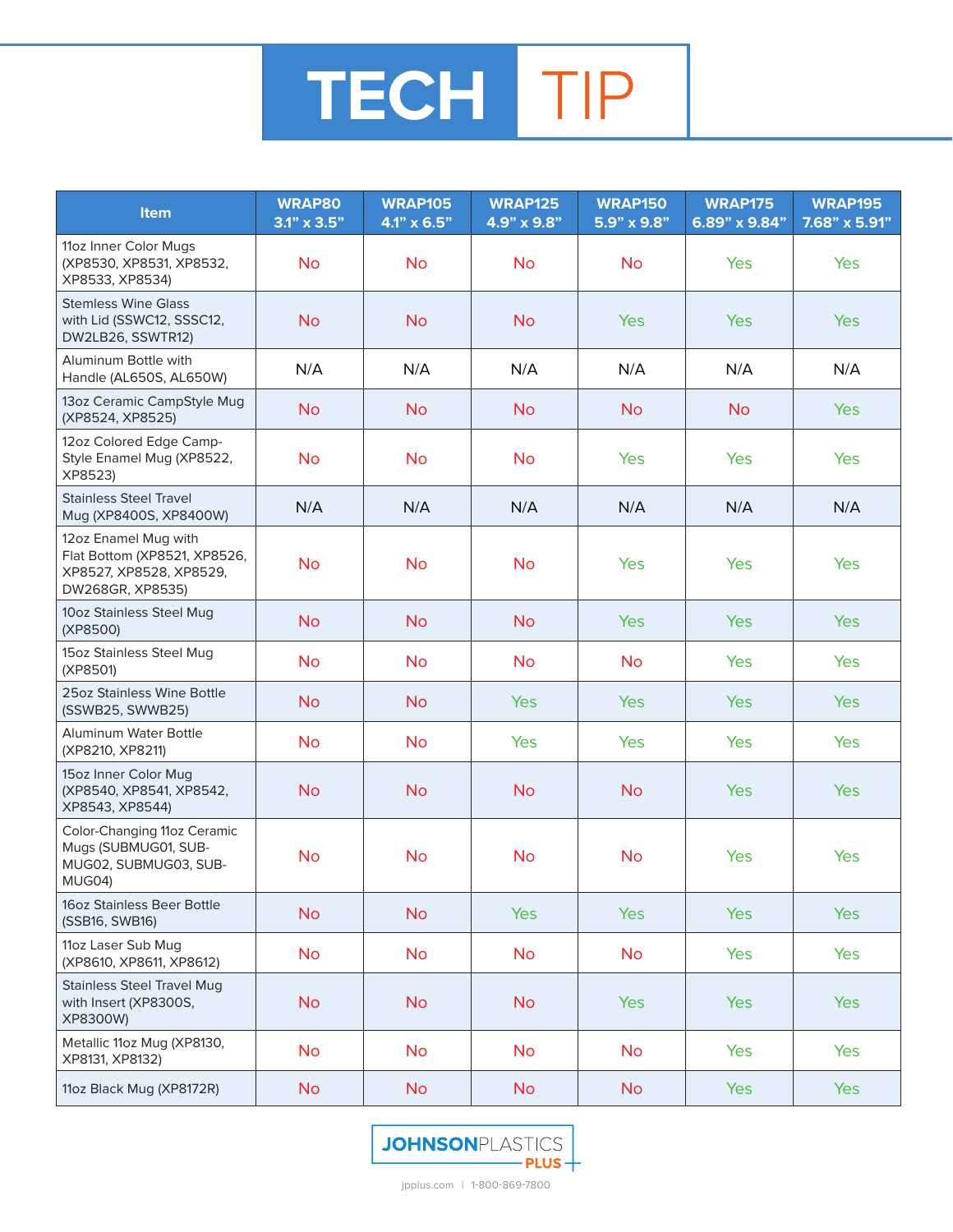# TECH TIP

| Item | WRAP80 3.1" x 3.5" | WRAP105 4.1" x 6.5" | WRAP125 4.9" x 9.8" | WRAP150 5.9" x 9.8" | WRAP175 6.89" x 9.84" | WRAP195 7.68" x 5.91" |
|---|---|---|---|---|---|---|
| 11oz Inner Color Mugs (XP8530, XP8531, XP8532, XP8533, XP8534) | No | No | No | No | Yes | Yes |
| Stemless Wine Glass with Lid (SSWC12, SSSC12, DW2LB26, SSWTR12) | No | No | No | Yes | Yes | Yes |
| Aluminum Bottle with Handle (AL650S, AL650W) | N/A | N/A | N/A | N/A | N/A | N/A |
| 13oz Ceramic CampStyle Mug (XP8524, XP8525) | No | No | No | No | No | Yes |
| 12oz Colored Edge Camp-Style Enamel Mug (XP8522, XP8523) | No | No | No | Yes | Yes | Yes |
| Stainless Steel Travel Mug (XP8400S, XP8400W) | N/A | N/A | N/A | N/A | N/A | N/A |
| 12oz Enamel Mug with Flat Bottom (XP8521, XP8526, XP8527, XP8528, XP8529, DW268GR, XP8535) | No | No | No | Yes | Yes | Yes |
| 10oz Stainless Steel Mug (XP8500) | No | No | No | Yes | Yes | Yes |
| 15oz Stainless Steel Mug (XP8501) | No | No | No | No | Yes | Yes |
| 25oz Stainless Wine Bottle (SSWB25, SWWB25) | No | No | Yes | Yes | Yes | Yes |
| Aluminum Water Bottle (XP8210, XP8211) | No | No | Yes | Yes | Yes | Yes |
| 15oz Inner Color Mug (XP8540, XP8541, XP8542, XP8543, XP8544) | No | No | No | No | Yes | Yes |
| Color-Changing 11oz Ceramic Mugs (SUBMUG01, SUB-MUG02, SUBMUG03, SUB-MUG04) | No | No | No | No | Yes | Yes |
| 16oz Stainless Beer Bottle (SSB16, SWB16) | No | No | Yes | Yes | Yes | Yes |
| 11oz Laser Sub Mug (XP8610, XP8611, XP8612) | No | No | No | No | Yes | Yes |
| Stainless Steel Travel Mug with Insert (XP8300S, XP8300W) | No | No | No | Yes | Yes | Yes |
| Metallic 11oz Mug (XP8130, XP8131, XP8132) | No | No | No | No | Yes | Yes |
| 11oz Black Mug (XP8172R) | No | No | No | No | Yes | Yes |

JOHNSONPLASTICS PLUS

jpplus.com | 1-800-869-7800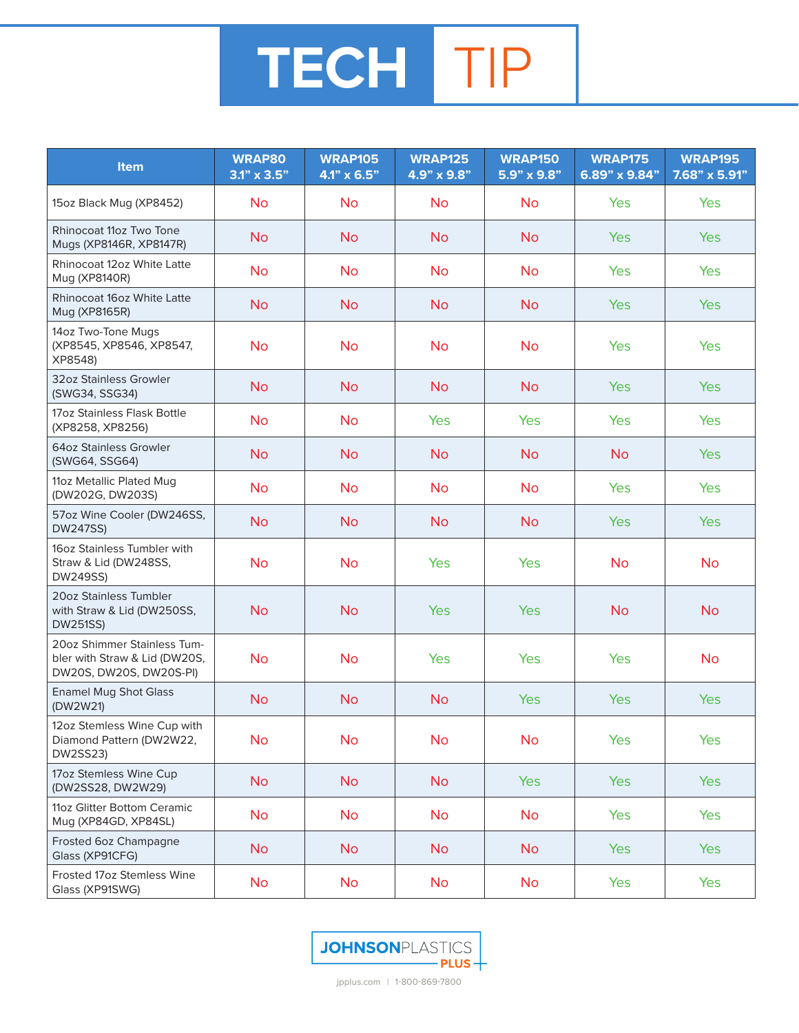# TECH TIP

| Item | WRAP80 3.1" x 3.5" | WRAP105 4.1" x 6.5" | WRAP125 4.9" x 9.8" | WRAP150 5.9" x 9.8" | WRAP175 6.89" x 9.84" | WRAP195 7.68" x 5.91" |
|---|---|---|---|---|---|---|
| 15oz Black Mug (XP8452) | No | No | No | No | Yes | Yes |
| Rhinocoat 11oz Two Tone Mugs (XP8146R, XP8147R) | No | No | No | No | Yes | Yes |
| Rhinocoat 12oz White Latte Mug (XP8140R) | No | No | No | No | Yes | Yes |
| Rhinocoat 16oz White Latte Mug (XP8165R) | No | No | No | No | Yes | Yes |
| 14oz Two-Tone Mugs (XP8545, XP8546, XP8547, XP8548) | No | No | No | No | Yes | Yes |
| 32oz Stainless Growler (SWG34, SSG34) | No | No | No | No | Yes | Yes |
| 17oz Stainless Flask Bottle (XP8258, XP8256) | No | No | Yes | Yes | Yes | Yes |
| 64oz Stainless Growler (SWG64, SSG64) | No | No | No | No | No | Yes |
| 11oz Metallic Plated Mug (DW202G, DW203S) | No | No | No | No | Yes | Yes |
| 57oz Wine Cooler (DW246SS, DW247SS) | No | No | No | No | Yes | Yes |
| 16oz Stainless Tumbler with Straw & Lid (DW248SS, DW249SS) | No | No | Yes | Yes | No | No |
| 20oz Stainless Tumbler with Straw & Lid (DW250SS, DW251SS) | No | No | Yes | Yes | No | No |
| 20oz Shimmer Stainless Tumbler with Straw & Lid (DW20S, DW20S, DW20S, DW20S-PI) | No | No | Yes | Yes | Yes | No |
| Enamel Mug Shot Glass (DW2W21) | No | No | No | Yes | Yes | Yes |
| 12oz Stemless Wine Cup with Diamond Pattern (DW2W22, DW2SS23) | No | No | No | No | Yes | Yes |
| 17oz Stemless Wine Cup (DW2SS28, DW2W29) | No | No | No | Yes | Yes | Yes |
| 11oz Glitter Bottom Ceramic Mug (XP84GD, XP84SL) | No | No | No | No | Yes | Yes |
| Frosted 6oz Champagne Glass (XP91CFG) | No | No | No | No | Yes | Yes |
| Frosted 17oz Stemless Wine Glass (XP91SWG) | No | No | No | No | Yes | Yes |

JOHNSONPLASTICS PLUS

jpplus.com | 1-800-869-7800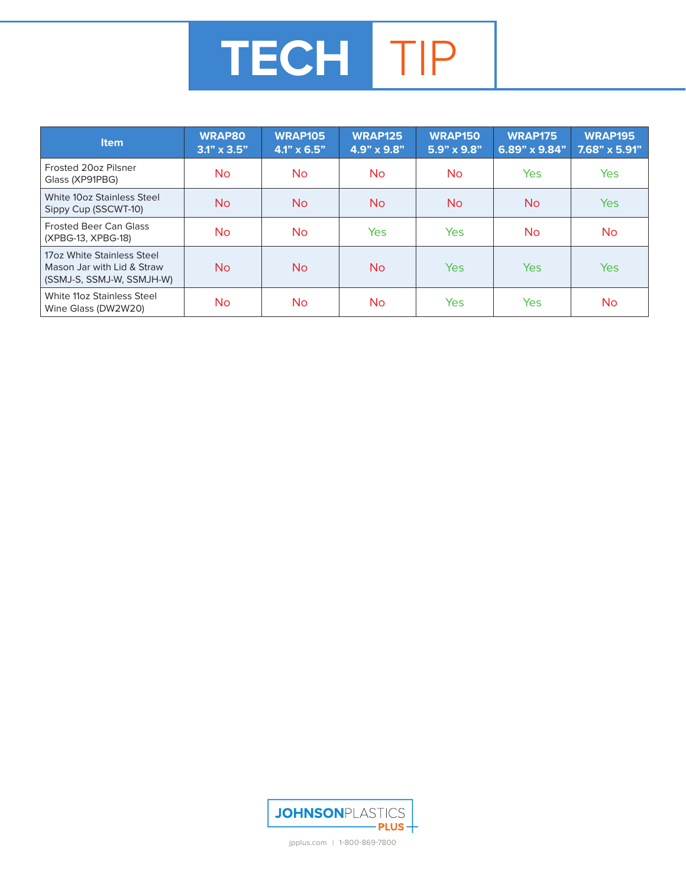# TECH TIP

| Item | WRAP80 3.1" x 3.5" | WRAP105 4.1" x 6.5" | WRAP125 4.9" x 9.8" | WRAP150 5.9" x 9.8" | WRAP175 6.89" x 9.84" | WRAP195 7.68" x 5.91" |
|---|---|---|---|---|---|---|
| Frosted 20oz Pilsner Glass (XP91PBG) | No | No | No | No | Yes | Yes |
| White 10oz Stainless Steel Sippy Cup (SSCWT-10) | No | No | No | No | No | Yes |
| Frosted Beer Can Glass (XPBG-13, XPBG-18) | No | No | Yes | Yes | No | No |
| 17oz White Stainless Steel Mason Jar with Lid & Straw (SSMJ-S, SSMJ-W, SSMJH-W) | No | No | No | Yes | Yes | Yes |
| White 11oz Stainless Steel Wine Glass (DW2W20) | No | No | No | Yes | Yes | No |

JOHNSONPLASTICS PLUS

jpplus.com | 1-800-869-7800